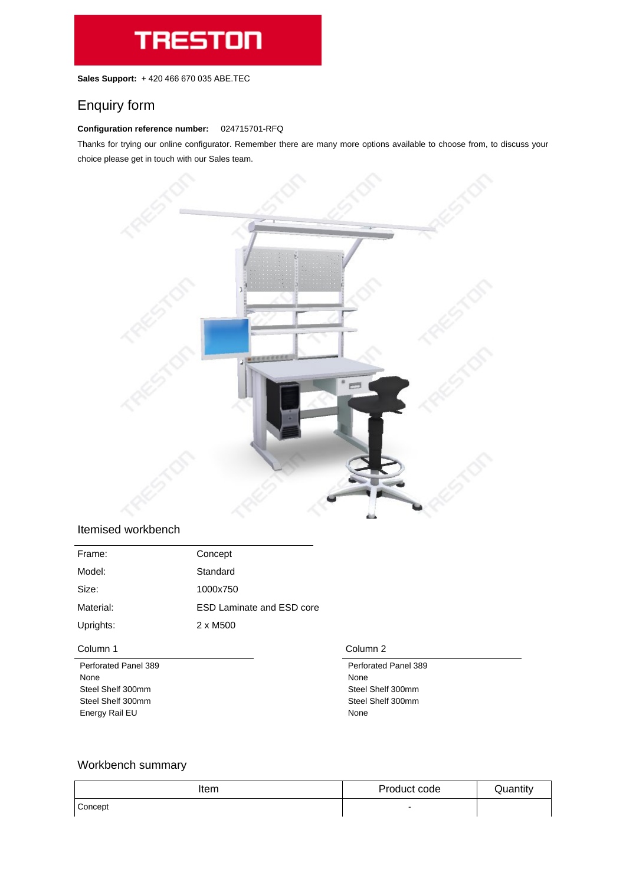# TRESTON

**Sales Support:** + 420 466 670 035 ABE.TEC

## Enquiry form

**Configuration reference number:** 024715701-RFQ

Thanks for trying our online configurator. Remember there are many more options available to choose from, to discuss your choice please get in touch with our Sales team.

## Itemised workbench

| | |
|---|---|
| Frame: | Concept |
| Model: | Standard |
| Size: | 1000x750 |
| Material: | ESD Laminate and ESD core |
| Uprights: | 2 x M500 |

### Column 1

Perforated Panel 389
None
Steel Shelf 300mm
Steel Shelf 300mm
Energy Rail EU

### Column 2

Perforated Panel 389
None
Steel Shelf 300mm
Steel Shelf 300mm
None

## Workbench summary

| Item | Product code | Quantity |
|---|---|---|
| Concept | - | |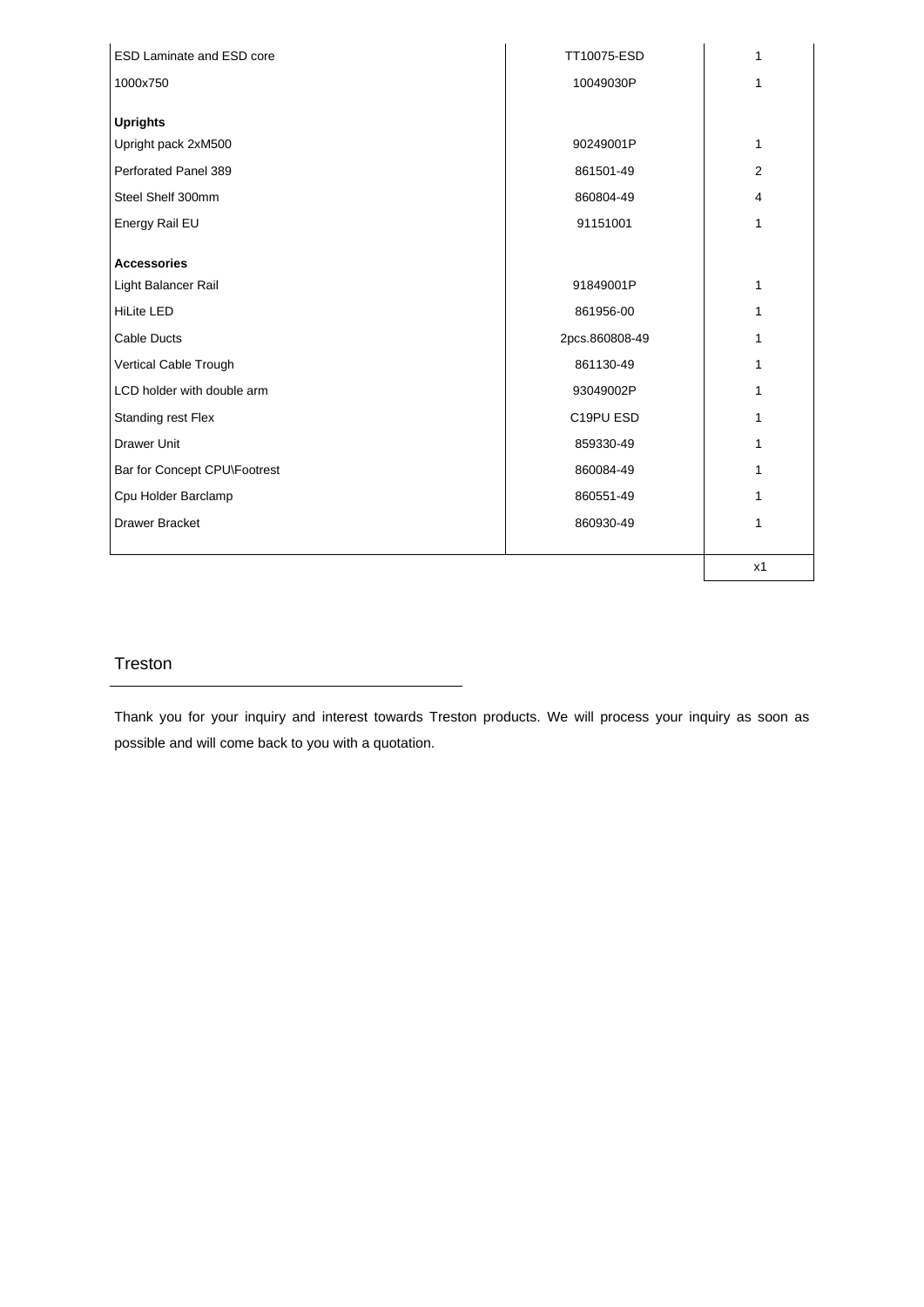| | | |
|---|---|---|
| ESD Laminate and ESD core | TT10075-ESD | 1 |
| 1000x750 | 10049030P | 1 |
| **Uprights** | | |
| Upright pack 2xM500 | 90249001P | 1 |
| Perforated Panel 389 | 861501-49 | 2 |
| Steel Shelf 300mm | 860804-49 | 4 |
| Energy Rail EU | 91151001 | 1 |
| **Accessories** | | |
| Light Balancer Rail | 91849001P | 1 |
| HiLite LED | 861956-00 | 1 |
| Cable Ducts | 2pcs.860808-49 | 1 |
| Vertical Cable Trough | 861130-49 | 1 |
| LCD holder with double arm | 93049002P | 1 |
| Standing rest Flex | C19PU ESD | 1 |
| Drawer Unit | 859330-49 | 1 |
| Bar for Concept CPU\Footrest | 860084-49 | 1 |
| Cpu Holder Barclamp | 860551-49 | 1 |
| Drawer Bracket | 860930-49 | 1 |
| | | x1 |

Treston

Thank you for your inquiry and interest towards Treston products. We will process your inquiry as soon as possible and will come back to you with a quotation.